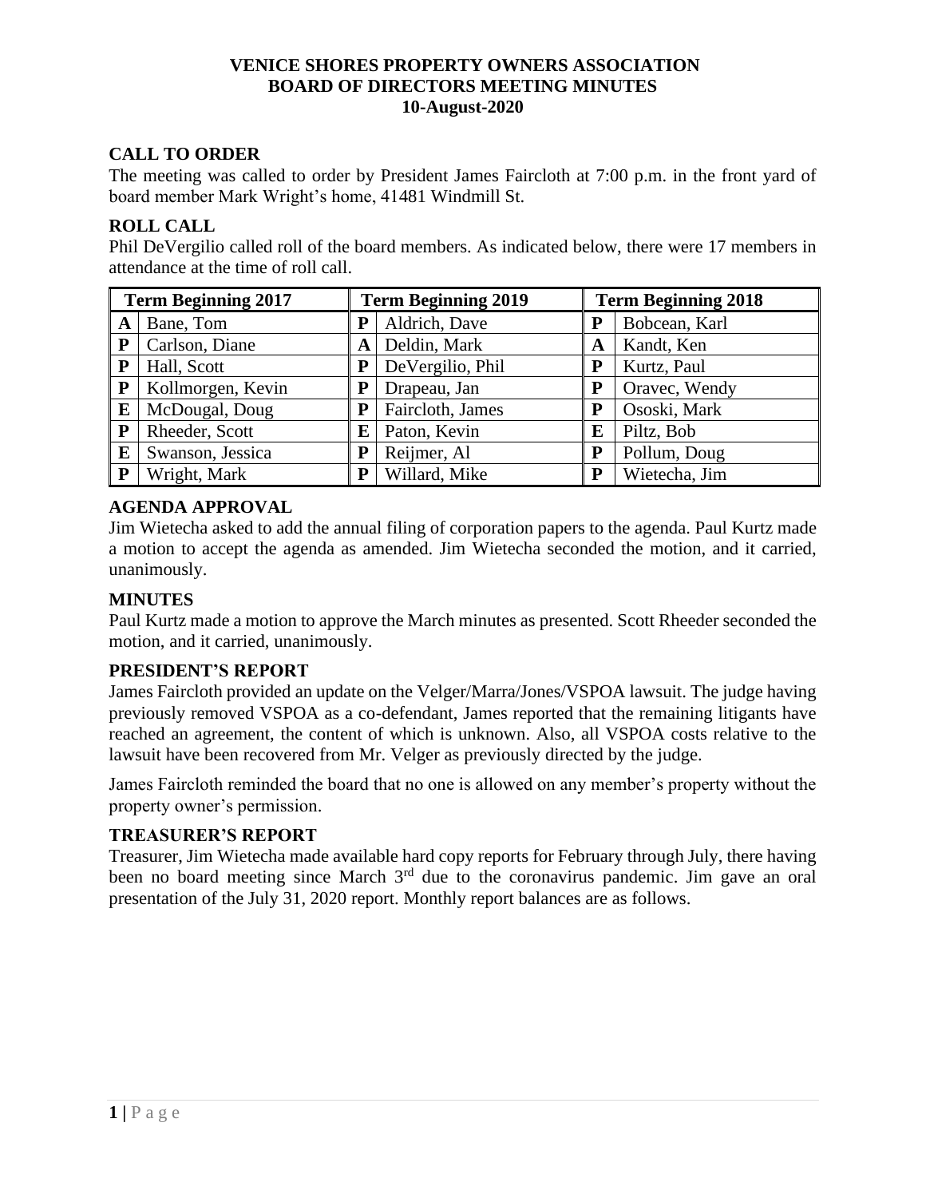# VENICE SHORES PROPERTY OWNERS ASSOCIATION
# BOARD OF DIRECTORS MEETING MINUTES
# 10-August-2020

## CALL TO ORDER

The meeting was called to order by President James Faircloth at 7:00 p.m. in the front yard of board member Mark Wright's home, 41481 Windmill St.

## ROLL CALL

Phil DeVergilio called roll of the board members. As indicated below, there were 17 members in attendance at the time of roll call.

| Term Beginning 2017 | | Term Beginning 2019 | | Term Beginning 2018 | |
|---|---|---|---|---|---|
| A | Bane, Tom | P | Aldrich, Dave | P | Bobcean, Karl |
| P | Carlson, Diane | A | Deldin, Mark | A | Kandt, Ken |
| P | Hall, Scott | P | DeVergilio, Phil | P | Kurtz, Paul |
| P | Kollmorgen, Kevin | P | Drapeau, Jan | P | Oravec, Wendy |
| E | McDougal, Doug | P | Faircloth, James | P | Ososki, Mark |
| P | Rheeder, Scott | E | Paton, Kevin | E | Piltz, Bob |
| E | Swanson, Jessica | P | Reijmer, Al | P | Pollum, Doug |
| P | Wright, Mark | P | Willard, Mike | P | Wietecha, Jim |

## AGENDA APPROVAL

Jim Wietecha asked to add the annual filing of corporation papers to the agenda. Paul Kurtz made a motion to accept the agenda as amended. Jim Wietecha seconded the motion, and it carried, unanimously.

## MINUTES

Paul Kurtz made a motion to approve the March minutes as presented. Scott Rheeder seconded the motion, and it carried, unanimously.

## PRESIDENT'S REPORT

James Faircloth provided an update on the Velger/Marra/Jones/VSPOA lawsuit. The judge having previously removed VSPOA as a co-defendant, James reported that the remaining litigants have reached an agreement, the content of which is unknown. Also, all VSPOA costs relative to the lawsuit have been recovered from Mr. Velger as previously directed by the judge.

James Faircloth reminded the board that no one is allowed on any member's property without the property owner's permission.

## TREASURER'S REPORT

Treasurer, Jim Wietecha made available hard copy reports for February through July, there having been no board meeting since March 3rd due to the coronavirus pandemic. Jim gave an oral presentation of the July 31, 2020 report. Monthly report balances are as follows.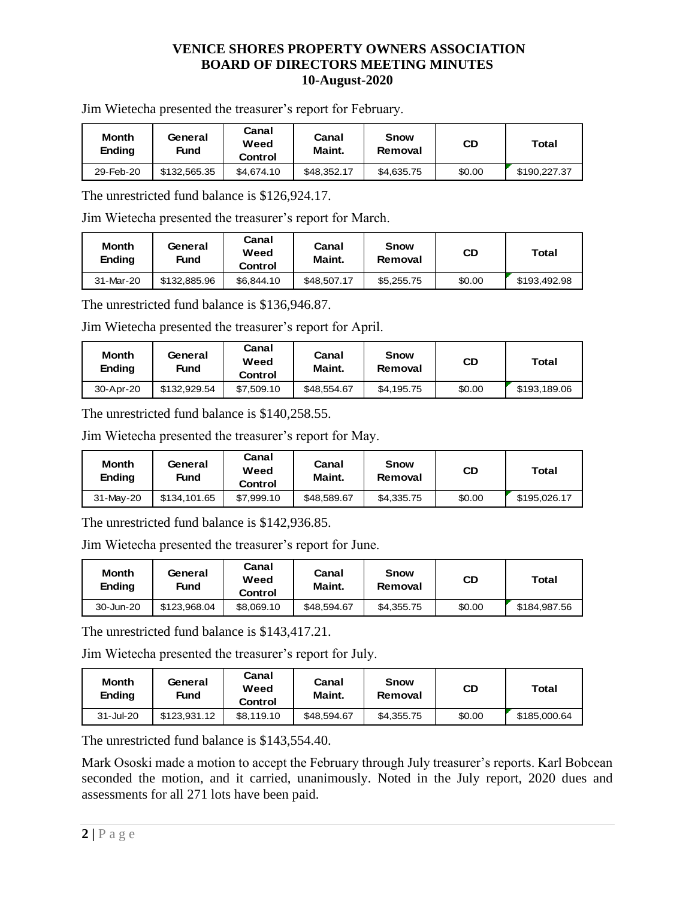**VENICE SHORES PROPERTY OWNERS ASSOCIATION**
**BOARD OF DIRECTORS MEETING MINUTES**
**10-August-2020**

Jim Wietecha presented the treasurer's report for February.

| Month Ending | General Fund | Canal Weed Control | Canal Maint. | Snow Removal | CD | Total |
|---|---|---|---|---|---|---|
| 29-Feb-20 | $132,565.35 | $4,674.10 | $48,352.17 | $4,635.75 | $0.00 | $190,227.37 |

The unrestricted fund balance is $126,924.17.

Jim Wietecha presented the treasurer's report for March.

| Month Ending | General Fund | Canal Weed Control | Canal Maint. | Snow Removal | CD | Total |
|---|---|---|---|---|---|---|
| 31-Mar-20 | $132,885.96 | $6,844.10 | $48,507.17 | $5,255.75 | $0.00 | $193,492.98 |

The unrestricted fund balance is $136,946.87.

Jim Wietecha presented the treasurer's report for April.

| Month Ending | General Fund | Canal Weed Control | Canal Maint. | Snow Removal | CD | Total |
|---|---|---|---|---|---|---|
| 30-Apr-20 | $132,929.54 | $7,509.10 | $48,554.67 | $4,195.75 | $0.00 | $193,189.06 |

The unrestricted fund balance is $140,258.55.

Jim Wietecha presented the treasurer's report for May.

| Month Ending | General Fund | Canal Weed Control | Canal Maint. | Snow Removal | CD | Total |
|---|---|---|---|---|---|---|
| 31-May-20 | $134,101.65 | $7,999.10 | $48,589.67 | $4,335.75 | $0.00 | $195,026.17 |

The unrestricted fund balance is $142,936.85.

Jim Wietecha presented the treasurer's report for June.

| Month Ending | General Fund | Canal Weed Control | Canal Maint. | Snow Removal | CD | Total |
|---|---|---|---|---|---|---|
| 30-Jun-20 | $123,968.04 | $8,069.10 | $48,594.67 | $4,355.75 | $0.00 | $184,987.56 |

The unrestricted fund balance is $143,417.21.

Jim Wietecha presented the treasurer's report for July.

| Month Ending | General Fund | Canal Weed Control | Canal Maint. | Snow Removal | CD | Total |
|---|---|---|---|---|---|---|
| 31-Jul-20 | $123,931.12 | $8,119.10 | $48,594.67 | $4,355.75 | $0.00 | $185,000.64 |

The unrestricted fund balance is $143,554.40.

Mark Ososki made a motion to accept the February through July treasurer's reports. Karl Bobcean seconded the motion, and it carried, unanimously. Noted in the July report, 2020 dues and assessments for all 271 lots have been paid.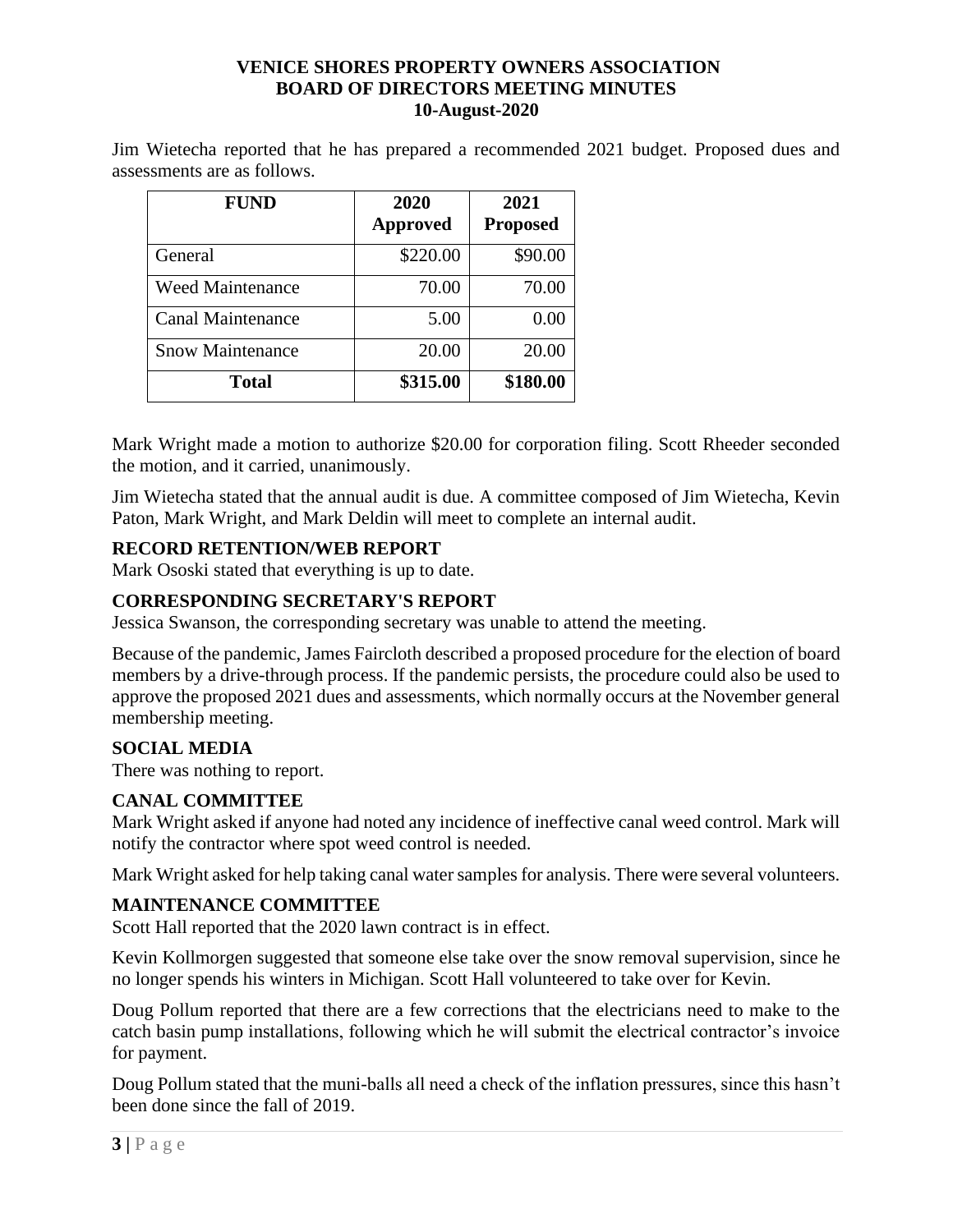# VENICE SHORES PROPERTY OWNERS ASSOCIATION
## BOARD OF DIRECTORS MEETING MINUTES
### 10-August-2020

Jim Wietecha reported that he has prepared a recommended 2021 budget. Proposed dues and assessments are as follows.

| FUND | 2020 Approved | 2021 Proposed |
|---|---|---|
| General | $220.00 | $90.00 |
| Weed Maintenance | 70.00 | 70.00 |
| Canal Maintenance | 5.00 | 0.00 |
| Snow Maintenance | 20.00 | 20.00 |
| **Total** | **$315.00** | **$180.00** |

Mark Wright made a motion to authorize $20.00 for corporation filing. Scott Rheeder seconded the motion, and it carried, unanimously.

Jim Wietecha stated that the annual audit is due. A committee composed of Jim Wietecha, Kevin Paton, Mark Wright, and Mark Deldin will meet to complete an internal audit.

### RECORD RETENTION/WEB REPORT

Mark Ososki stated that everything is up to date.

### CORRESPONDING SECRETARY'S REPORT

Jessica Swanson, the corresponding secretary was unable to attend the meeting.

Because of the pandemic, James Faircloth described a proposed procedure for the election of board members by a drive-through process. If the pandemic persists, the procedure could also be used to approve the proposed 2021 dues and assessments, which normally occurs at the November general membership meeting.

### SOCIAL MEDIA

There was nothing to report.

### CANAL COMMITTEE

Mark Wright asked if anyone had noted any incidence of ineffective canal weed control. Mark will notify the contractor where spot weed control is needed.

Mark Wright asked for help taking canal water samples for analysis. There were several volunteers.

### MAINTENANCE COMMITTEE

Scott Hall reported that the 2020 lawn contract is in effect.

Kevin Kollmorgen suggested that someone else take over the snow removal supervision, since he no longer spends his winters in Michigan. Scott Hall volunteered to take over for Kevin.

Doug Pollum reported that there are a few corrections that the electricians need to make to the catch basin pump installations, following which he will submit the electrical contractor's invoice for payment.

Doug Pollum stated that the muni-balls all need a check of the inflation pressures, since this hasn't been done since the fall of 2019.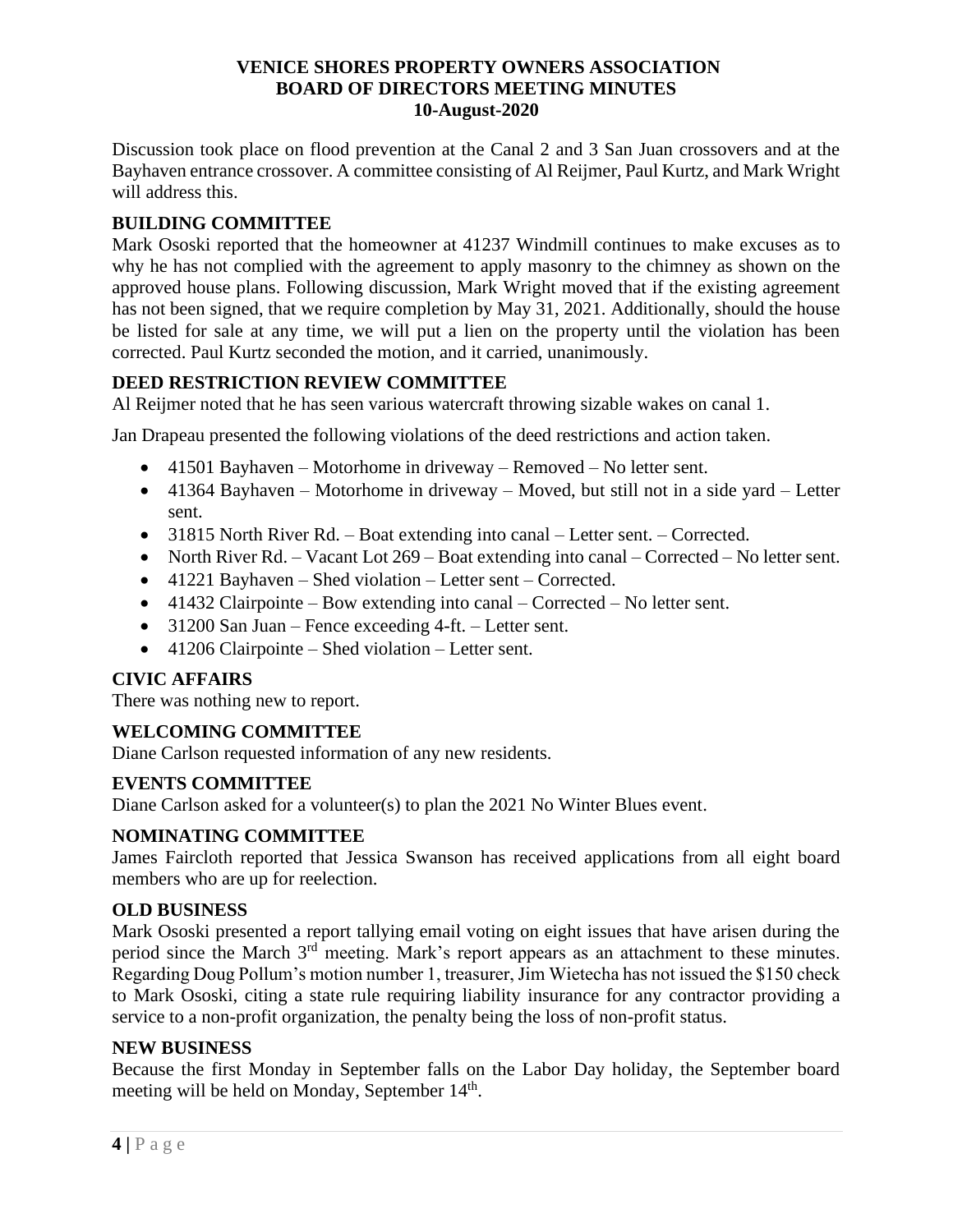**VENICE SHORES PROPERTY OWNERS ASSOCIATION**
**BOARD OF DIRECTORS MEETING MINUTES**
**10-August-2020**

Discussion took place on flood prevention at the Canal 2 and 3 San Juan crossovers and at the Bayhaven entrance crossover. A committee consisting of Al Reijmer, Paul Kurtz, and Mark Wright will address this.

### BUILDING COMMITTEE

Mark Ososki reported that the homeowner at 41237 Windmill continues to make excuses as to why he has not complied with the agreement to apply masonry to the chimney as shown on the approved house plans. Following discussion, Mark Wright moved that if the existing agreement has not been signed, that we require completion by May 31, 2021. Additionally, should the house be listed for sale at any time, we will put a lien on the property until the violation has been corrected. Paul Kurtz seconded the motion, and it carried, unanimously.

### DEED RESTRICTION REVIEW COMMITTEE

Al Reijmer noted that he has seen various watercraft throwing sizable wakes on canal 1.

Jan Drapeau presented the following violations of the deed restrictions and action taken.

- 41501 Bayhaven – Motorhome in driveway – Removed – No letter sent.
- 41364 Bayhaven – Motorhome in driveway – Moved, but still not in a side yard – Letter sent.
- 31815 North River Rd. – Boat extending into canal – Letter sent. – Corrected.
- North River Rd. – Vacant Lot 269 – Boat extending into canal – Corrected – No letter sent.
- 41221 Bayhaven – Shed violation – Letter sent – Corrected.
- 41432 Clairpointe – Bow extending into canal – Corrected – No letter sent.
- 31200 San Juan – Fence exceeding 4-ft. – Letter sent.
- 41206 Clairpointe – Shed violation – Letter sent.

### CIVIC AFFAIRS

There was nothing new to report.

### WELCOMING COMMITTEE

Diane Carlson requested information of any new residents.

### EVENTS COMMITTEE

Diane Carlson asked for a volunteer(s) to plan the 2021 No Winter Blues event.

### NOMINATING COMMITTEE

James Faircloth reported that Jessica Swanson has received applications from all eight board members who are up for reelection.

### OLD BUSINESS

Mark Ososki presented a report tallying email voting on eight issues that have arisen during the period since the March 3rd meeting. Mark's report appears as an attachment to these minutes. Regarding Doug Pollum's motion number 1, treasurer, Jim Wietecha has not issued the $150 check to Mark Ososki, citing a state rule requiring liability insurance for any contractor providing a service to a non-profit organization, the penalty being the loss of non-profit status.

### NEW BUSINESS

Because the first Monday in September falls on the Labor Day holiday, the September board meeting will be held on Monday, September 14th.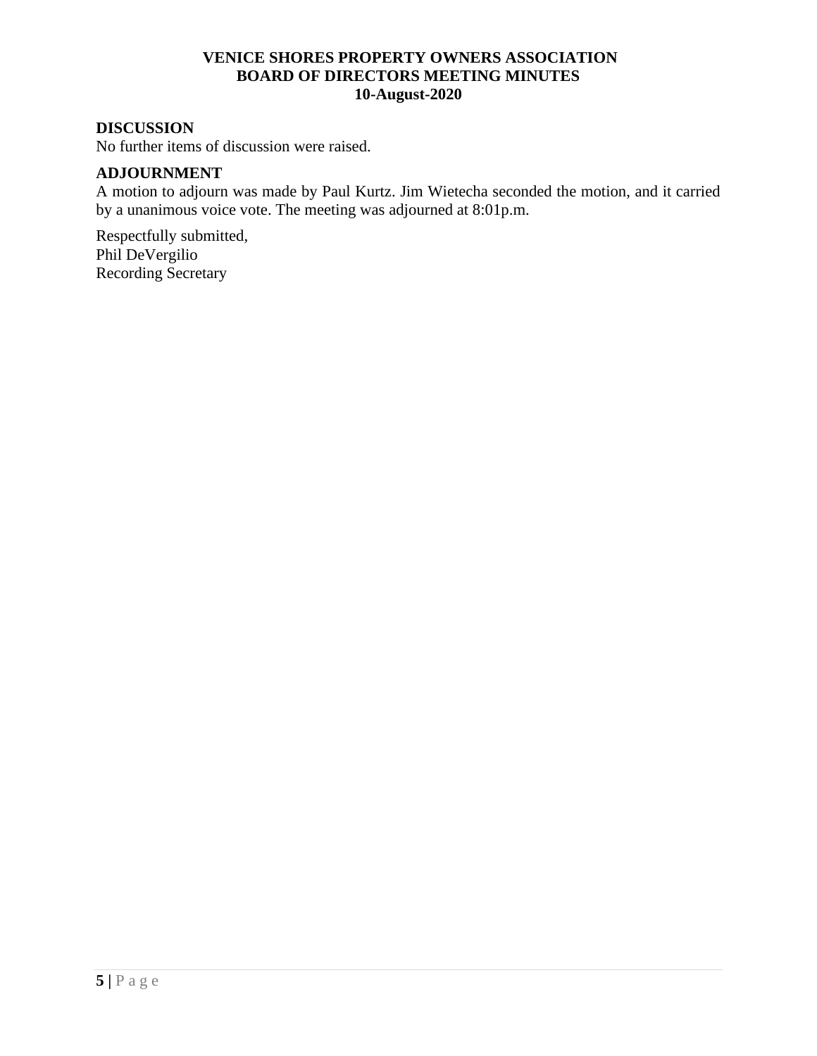**VENICE SHORES PROPERTY OWNERS ASSOCIATION**
**BOARD OF DIRECTORS MEETING MINUTES**
**10-August-2020**

## DISCUSSION

No further items of discussion were raised.

## ADJOURNMENT

A motion to adjourn was made by Paul Kurtz. Jim Wietecha seconded the motion, and it carried by a unanimous voice vote. The meeting was adjourned at 8:01p.m.

Respectfully submitted,
Phil DeVergilio
Recording Secretary